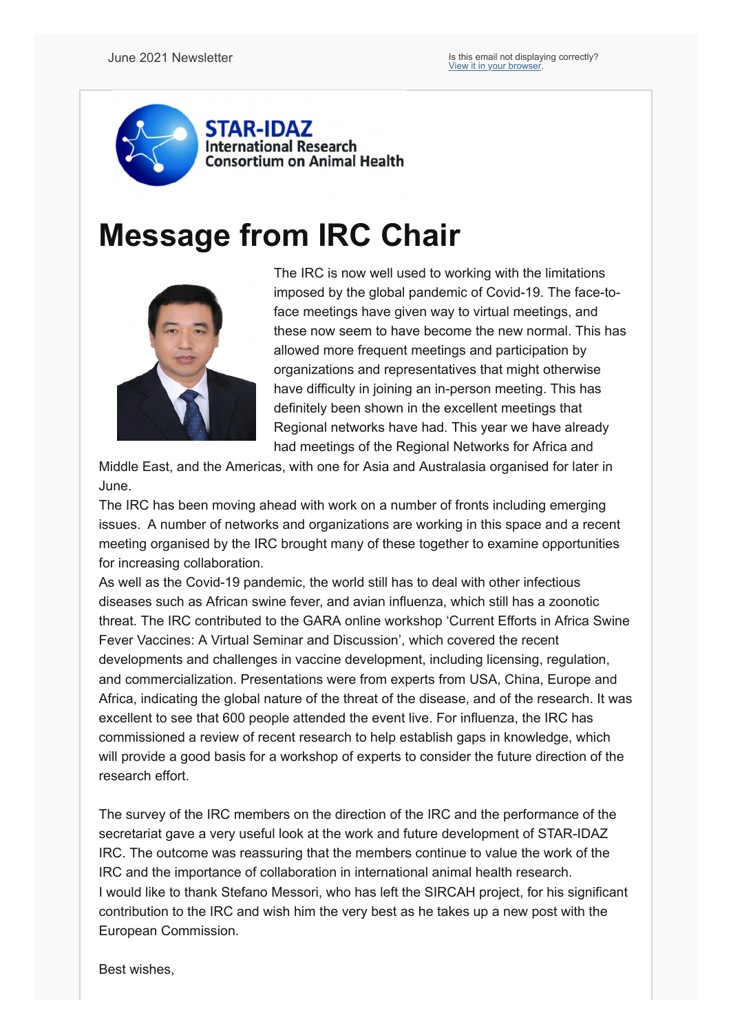June 2021 Newsletter

Is this email not displaying correctly?
View it in your browser.

STAR-IDAZ
International Research Consortium on Animal Health

# Message from IRC Chair

The IRC is now well used to working with the limitations imposed by the global pandemic of Covid-19. The face-to-face meetings have given way to virtual meetings, and these now seem to have become the new normal. This has allowed more frequent meetings and participation by organizations and representatives that might otherwise have difficulty in joining an in-person meeting. This has definitely been shown in the excellent meetings that Regional networks have had. This year we have already had meetings of the Regional Networks for Africa and Middle East, and the Americas, with one for Asia and Australasia organised for later in June.

The IRC has been moving ahead with work on a number of fronts including emerging issues. A number of networks and organizations are working in this space and a recent meeting organised by the IRC brought many of these together to examine opportunities for increasing collaboration.

As well as the Covid-19 pandemic, the world still has to deal with other infectious diseases such as African swine fever, and avian influenza, which still has a zoonotic threat. The IRC contributed to the GARA online workshop 'Current Efforts in Africa Swine Fever Vaccines: A Virtual Seminar and Discussion', which covered the recent developments and challenges in vaccine development, including licensing, regulation, and commercialization. Presentations were from experts from USA, China, Europe and Africa, indicating the global nature of the threat of the disease, and of the research. It was excellent to see that 600 people attended the event live. For influenza, the IRC has commissioned a review of recent research to help establish gaps in knowledge, which will provide a good basis for a workshop of experts to consider the future direction of the research effort.

The survey of the IRC members on the direction of the IRC and the performance of the secretariat gave a very useful look at the work and future development of STAR-IDAZ IRC. The outcome was reassuring that the members continue to value the work of the IRC and the importance of collaboration in international animal health research.

I would like to thank Stefano Messori, who has left the SIRCAH project, for his significant contribution to the IRC and wish him the very best as he takes up a new post with the European Commission.

Best wishes,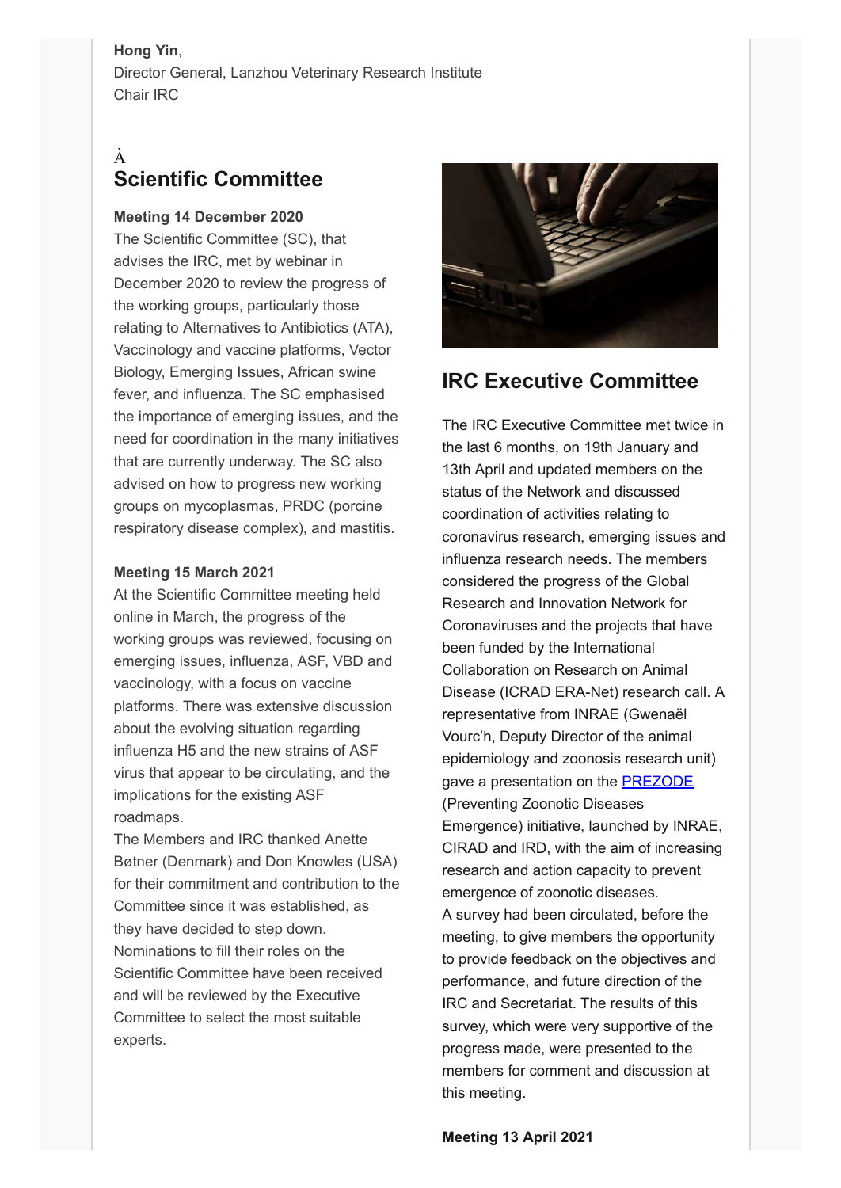**Hong Yin**,
Director General, Lanzhou Veterinary Research Institute
Chair IRC

À

## Scientific Committee

**Meeting 14 December 2020**
The Scientific Committee (SC), that advises the IRC, met by webinar in December 2020 to review the progress of the working groups, particularly those relating to Alternatives to Antibiotics (ATA), Vaccinology and vaccine platforms, Vector Biology, Emerging Issues, African swine fever, and influenza. The SC emphasised the importance of emerging issues, and the need for coordination in the many initiatives that are currently underway. The SC also advised on how to progress new working groups on mycoplasmas, PRDC (porcine respiratory disease complex), and mastitis.

**Meeting 15 March 2021**
At the Scientific Committee meeting held online in March, the progress of the working groups was reviewed, focusing on emerging issues, influenza, ASF, VBD and vaccinology, with a focus on vaccine platforms. There was extensive discussion about the evolving situation regarding influenza H5 and the new strains of ASF virus that appear to be circulating, and the implications for the existing ASF roadmaps.
The Members and IRC thanked Anette Bøtner (Denmark) and Don Knowles (USA) for their commitment and contribution to the Committee since it was established, as they have decided to step down. Nominations to fill their roles on the Scientific Committee have been received and will be reviewed by the Executive Committee to select the most suitable experts.

## IRC Executive Committee

The IRC Executive Committee met twice in the last 6 months, on 19th January and 13th April and updated members on the status of the Network and discussed coordination of activities relating to coronavirus research, emerging issues and influenza research needs. The members considered the progress of the Global Research and Innovation Network for Coronaviruses and the projects that have been funded by the International Collaboration on Research on Animal Disease (ICRAD ERA-Net) research call. A representative from INRAE (Gwenaël Vourc'h, Deputy Director of the animal epidemiology and zoonosis research unit) gave a presentation on the [PREZODE] (Preventing Zoonotic Diseases Emergence) initiative, launched by INRAE, CIRAD and IRD, with the aim of increasing research and action capacity to prevent emergence of zoonotic diseases.
A survey had been circulated, before the meeting, to give members the opportunity to provide feedback on the objectives and performance, and future direction of the IRC and Secretariat. The results of this survey, which were very supportive of the progress made, were presented to the members for comment and discussion at this meeting.

**Meeting 13 April 2021**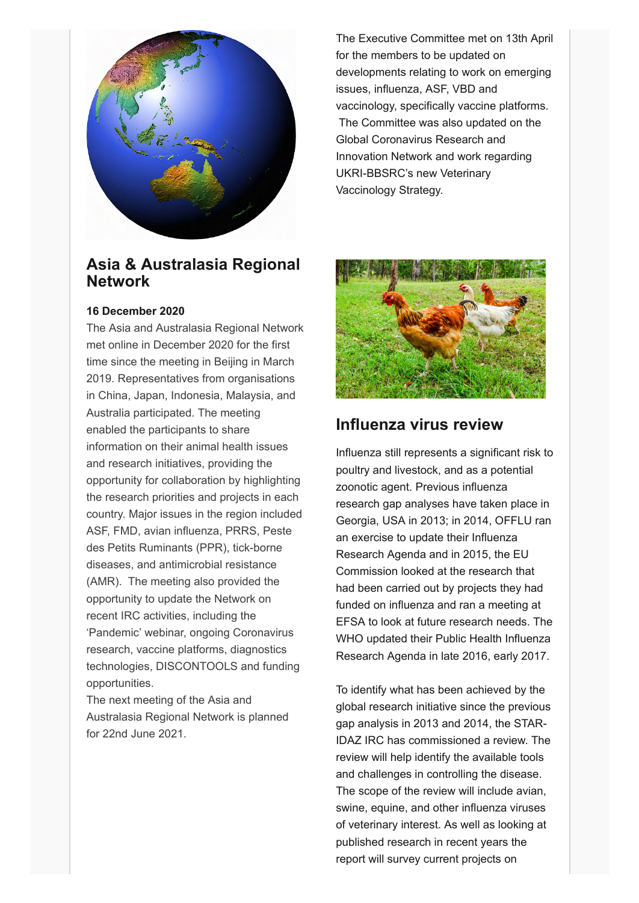## Asia & Australasia Regional Network

**16 December 2020**

The Asia and Australasia Regional Network met online in December 2020 for the first time since the meeting in Beijing in March 2019. Representatives from organisations in China, Japan, Indonesia, Malaysia, and Australia participated. The meeting enabled the participants to share information on their animal health issues and research initiatives, providing the opportunity for collaboration by highlighting the research priorities and projects in each country. Major issues in the region included ASF, FMD, avian influenza, PRRS, Peste des Petits Ruminants (PPR), tick-borne diseases, and antimicrobial resistance (AMR). The meeting also provided the opportunity to update the Network on recent IRC activities, including the 'Pandemic' webinar, ongoing Coronavirus research, vaccine platforms, diagnostics technologies, DISCONTOOLS and funding opportunities.

The next meeting of the Asia and Australasia Regional Network is planned for 22nd June 2021.

The Executive Committee met on 13th April for the members to be updated on developments relating to work on emerging issues, influenza, ASF, VBD and vaccinology, specifically vaccine platforms. The Committee was also updated on the Global Coronavirus Research and Innovation Network and work regarding UKRI-BBSRC's new Veterinary Vaccinology Strategy.

## Influenza virus review

Influenza still represents a significant risk to poultry and livestock, and as a potential zoonotic agent. Previous influenza research gap analyses have taken place in Georgia, USA in 2013; in 2014, OFFLU ran an exercise to update their Influenza Research Agenda and in 2015, the EU Commission looked at the research that had been carried out by projects they had funded on influenza and ran a meeting at EFSA to look at future research needs. The WHO updated their Public Health Influenza Research Agenda in late 2016, early 2017.

To identify what has been achieved by the global research initiative since the previous gap analysis in 2013 and 2014, the STAR-IDAZ IRC has commissioned a review. The review will help identify the available tools and challenges in controlling the disease. The scope of the review will include avian, swine, equine, and other influenza viruses of veterinary interest. As well as looking at published research in recent years the report will survey current projects on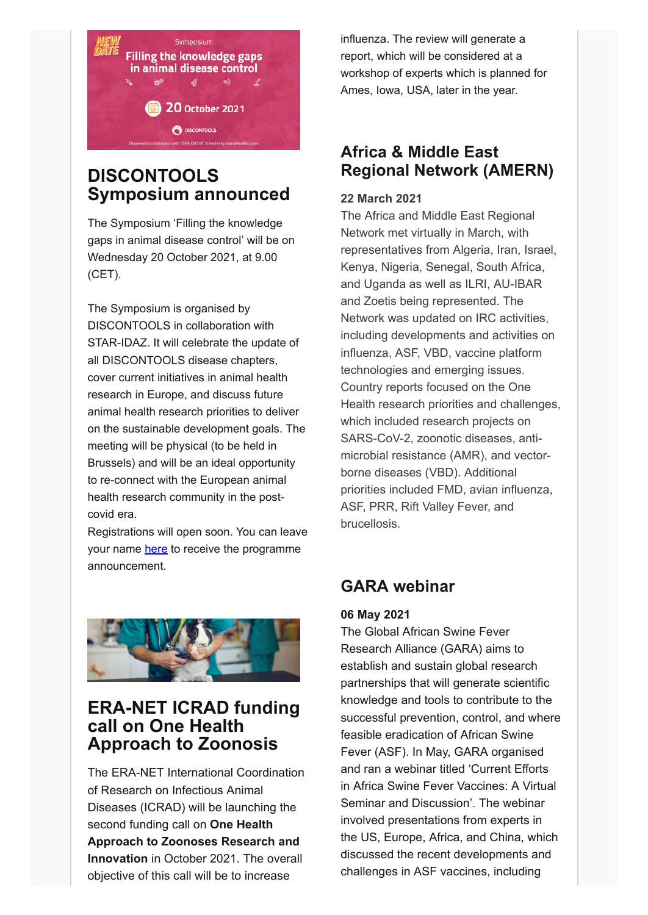## DISCONTOOLS Symposium announced

The Symposium 'Filling the knowledge gaps in animal disease control' will be on Wednesday 20 October 2021, at 9.00 (CET).

The Symposium is organised by DISCONTOOLS in collaboration with STAR-IDAZ. It will celebrate the update of all DISCONTOOLS disease chapters, cover current initiatives in animal health research in Europe, and discuss future animal health research priorities to deliver on the sustainable development goals. The meeting will be physical (to be held in Brussels) and will be an ideal opportunity to re-connect with the European animal health research community in the post-covid era.
Registrations will open soon. You can leave your name here to receive the programme announcement.

## ERA-NET ICRAD funding call on One Health Approach to Zoonosis

The ERA-NET International Coordination of Research on Infectious Animal Diseases (ICRAD) will be launching the second funding call on **One Health Approach to Zoonoses Research and Innovation** in October 2021. The overall objective of this call will be to increase

influenza. The review will generate a report, which will be considered at a workshop of experts which is planned for Ames, Iowa, USA, later in the year.

## Africa & Middle East Regional Network (AMERN)

**22 March 2021**
The Africa and Middle East Regional Network met virtually in March, with representatives from Algeria, Iran, Israel, Kenya, Nigeria, Senegal, South Africa, and Uganda as well as ILRI, AU-IBAR and Zoetis being represented. The Network was updated on IRC activities, including developments and activities on influenza, ASF, VBD, vaccine platform technologies and emerging issues. Country reports focused on the One Health research priorities and challenges, which included research projects on SARS-CoV-2, zoonotic diseases, anti-microbial resistance (AMR), and vector-borne diseases (VBD). Additional priorities included FMD, avian influenza, ASF, PRR, Rift Valley Fever, and brucellosis.

## GARA webinar

**06 May 2021**
The Global African Swine Fever Research Alliance (GARA) aims to establish and sustain global research partnerships that will generate scientific knowledge and tools to contribute to the successful prevention, control, and where feasible eradication of African Swine Fever (ASF). In May, GARA organised and ran a webinar titled 'Current Efforts in Africa Swine Fever Vaccines: A Virtual Seminar and Discussion'. The webinar involved presentations from experts in the US, Europe, Africa, and China, which discussed the recent developments and challenges in ASF vaccines, including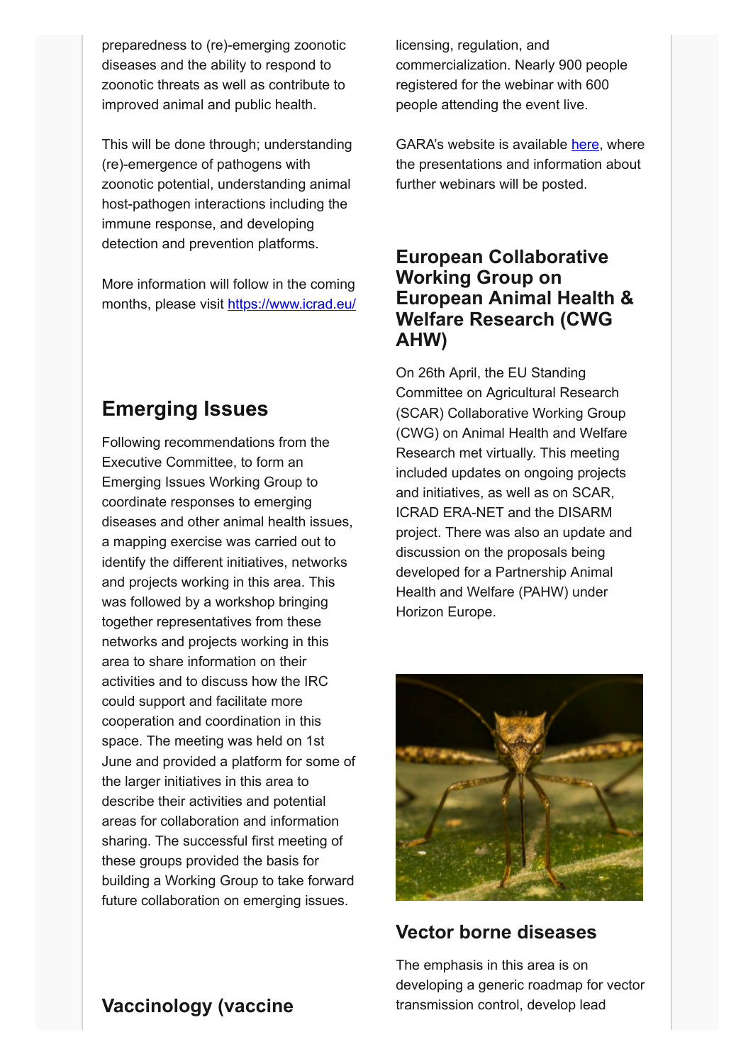preparedness to (re)-emerging zoonotic diseases and the ability to respond to zoonotic threats as well as contribute to improved animal and public health.

This will be done through; understanding (re)-emergence of pathogens with zoonotic potential, understanding animal host-pathogen interactions including the immune response, and developing detection and prevention platforms.

More information will follow in the coming months, please visit [https://www.icrad.eu/](https://www.icrad.eu/)

## Emerging Issues

Following recommendations from the Executive Committee, to form an Emerging Issues Working Group to coordinate responses to emerging diseases and other animal health issues, a mapping exercise was carried out to identify the different initiatives, networks and projects working in this area. This was followed by a workshop bringing together representatives from these networks and projects working in this area to share information on their activities and to discuss how the IRC could support and facilitate more cooperation and coordination in this space. The meeting was held on 1st June and provided a platform for some of the larger initiatives in this area to describe their activities and potential areas for collaboration and information sharing. The successful first meeting of these groups provided the basis for building a Working Group to take forward future collaboration on emerging issues.

## Vaccinology (vaccine

licensing, regulation, and commercialization. Nearly 900 people registered for the webinar with 600 people attending the event live.

GARA's website is available here, where the presentations and information about further webinars will be posted.

## European Collaborative Working Group on European Animal Health & Welfare Research (CWG AHW)

On 26th April, the EU Standing Committee on Agricultural Research (SCAR) Collaborative Working Group (CWG) on Animal Health and Welfare Research met virtually. This meeting included updates on ongoing projects and initiatives, as well as on SCAR, ICRAD ERA-NET and the DISARM project. There was also an update and discussion on the proposals being developed for a Partnership Animal Health and Welfare (PAHW) under Horizon Europe.

## Vector borne diseases

The emphasis in this area is on developing a generic roadmap for vector transmission control, develop lead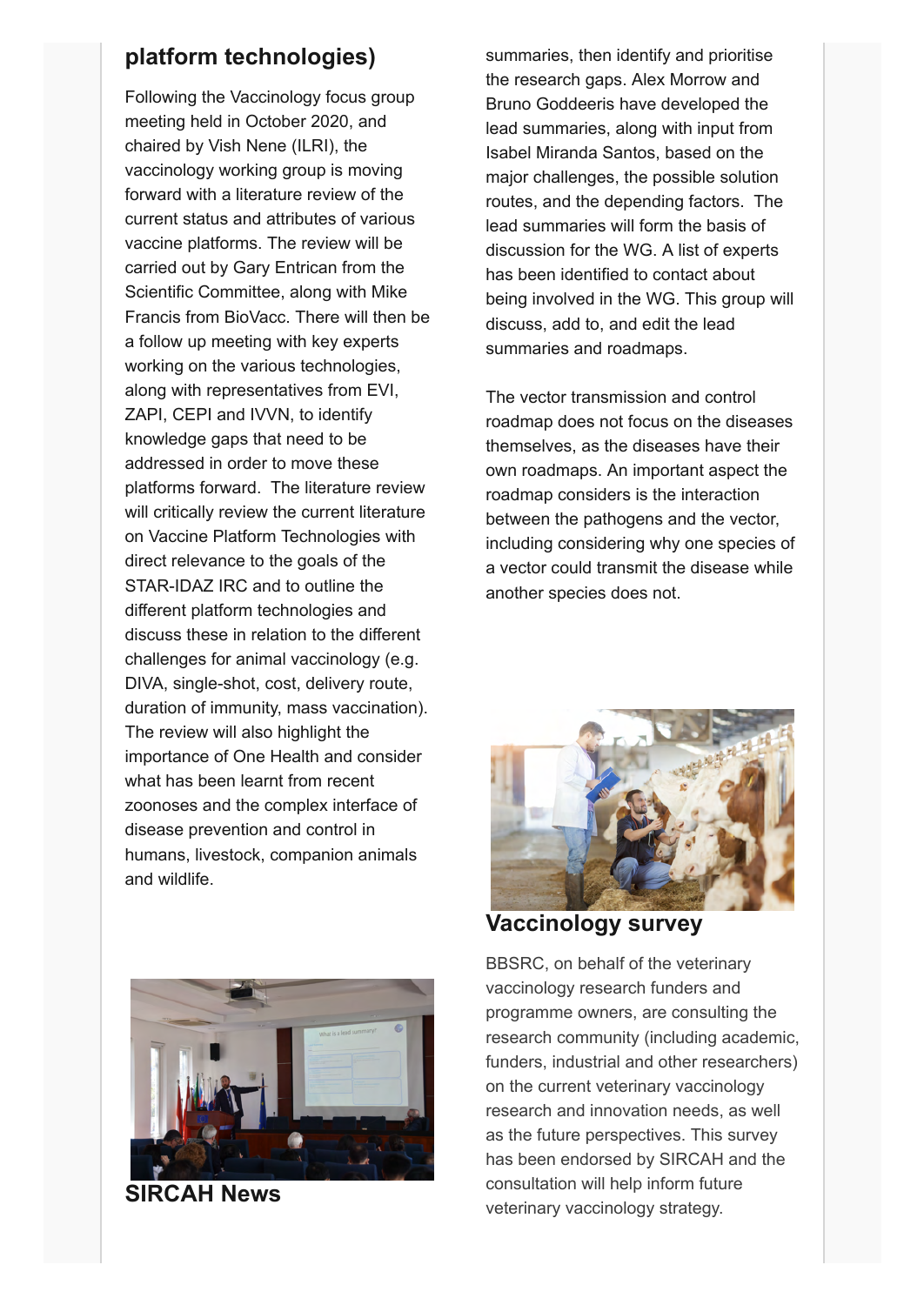## platform technologies)

Following the Vaccinology focus group meeting held in October 2020, and chaired by Vish Nene (ILRI), the vaccinology working group is moving forward with a literature review of the current status and attributes of various vaccine platforms. The review will be carried out by Gary Entrican from the Scientific Committee, along with Mike Francis from BioVacc. There will then be a follow up meeting with key experts working on the various technologies, along with representatives from EVI, ZAPI, CEPI and IVVN, to identify knowledge gaps that need to be addressed in order to move these platforms forward. The literature review will critically review the current literature on Vaccine Platform Technologies with direct relevance to the goals of the STAR-IDAZ IRC and to outline the different platform technologies and discuss these in relation to the different challenges for animal vaccinology (e.g. DIVA, single-shot, cost, delivery route, duration of immunity, mass vaccination). The review will also highlight the importance of One Health and consider what has been learnt from recent zoonoses and the complex interface of disease prevention and control in humans, livestock, companion animals and wildlife.

## SIRCAH News

summaries, then identify and prioritise the research gaps. Alex Morrow and Bruno Goddeeris have developed the lead summaries, along with input from Isabel Miranda Santos, based on the major challenges, the possible solution routes, and the depending factors. The lead summaries will form the basis of discussion for the WG. A list of experts has been identified to contact about being involved in the WG. This group will discuss, add to, and edit the lead summaries and roadmaps.

The vector transmission and control roadmap does not focus on the diseases themselves, as the diseases have their own roadmaps. An important aspect the roadmap considers is the interaction between the pathogens and the vector, including considering why one species of a vector could transmit the disease while another species does not.

## Vaccinology survey

BBSRC, on behalf of the veterinary vaccinology research funders and programme owners, are consulting the research community (including academic, funders, industrial and other researchers) on the current veterinary vaccinology research and innovation needs, as well as the future perspectives. This survey has been endorsed by SIRCAH and the consultation will help inform future veterinary vaccinology strategy.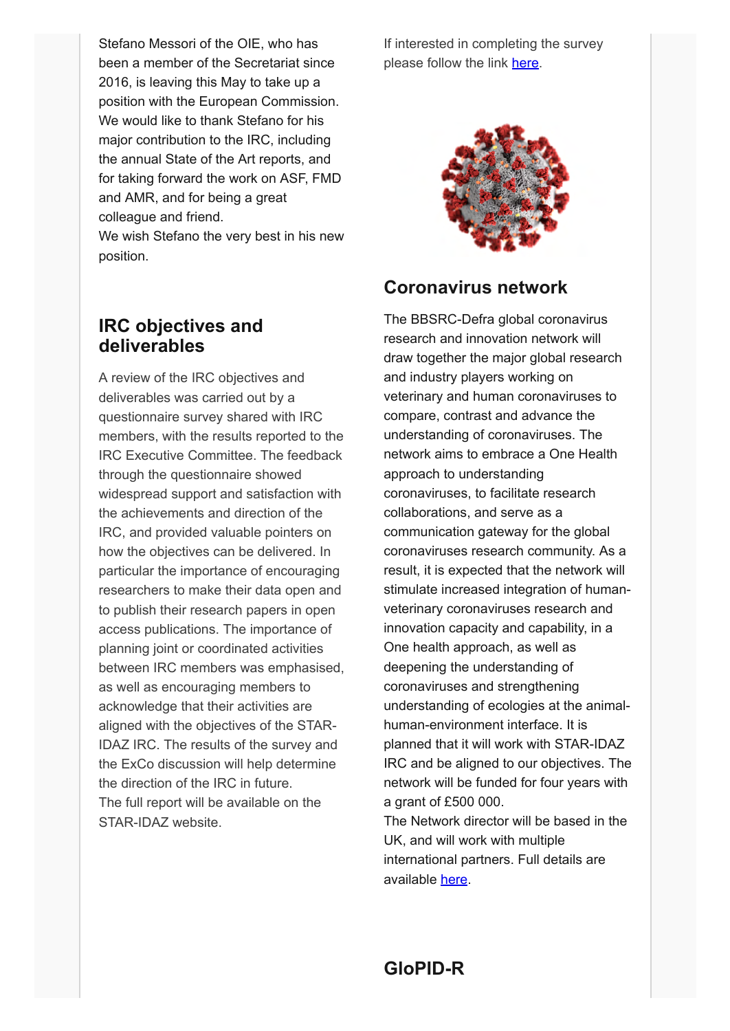Stefano Messori of the OIE, who has been a member of the Secretariat since 2016, is leaving this May to take up a position with the European Commission. We would like to thank Stefano for his major contribution to the IRC, including the annual State of the Art reports, and for taking forward the work on ASF, FMD and AMR, and for being a great colleague and friend.
We wish Stefano the very best in his new position.

## IRC objectives and deliverables

A review of the IRC objectives and deliverables was carried out by a questionnaire survey shared with IRC members, with the results reported to the IRC Executive Committee. The feedback through the questionnaire showed widespread support and satisfaction with the achievements and direction of the IRC, and provided valuable pointers on how the objectives can be delivered. In particular the importance of encouraging researchers to make their data open and to publish their research papers in open access publications. The importance of planning joint or coordinated activities between IRC members was emphasised, as well as encouraging members to acknowledge that their activities are aligned with the objectives of the STAR-IDAZ IRC. The results of the survey and the ExCo discussion will help determine the direction of the IRC in future.
The full report will be available on the STAR-IDAZ website.

If interested in completing the survey please follow the link here.

## Coronavirus network

The BBSRC-Defra global coronavirus research and innovation network will draw together the major global research and industry players working on veterinary and human coronaviruses to compare, contrast and advance the understanding of coronaviruses. The network aims to embrace a One Health approach to understanding coronaviruses, to facilitate research collaborations, and serve as a communication gateway for the global coronaviruses research community. As a result, it is expected that the network will stimulate increased integration of human-veterinary coronaviruses research and innovation capacity and capability, in a One health approach, as well as deepening the understanding of coronaviruses and strengthening understanding of ecologies at the animal-human-environment interface. It is planned that it will work with STAR-IDAZ IRC and be aligned to our objectives. The network will be funded for four years with a grant of £500 000.
The Network director will be based in the UK, and will work with multiple international partners. Full details are available here.

## GloPID-R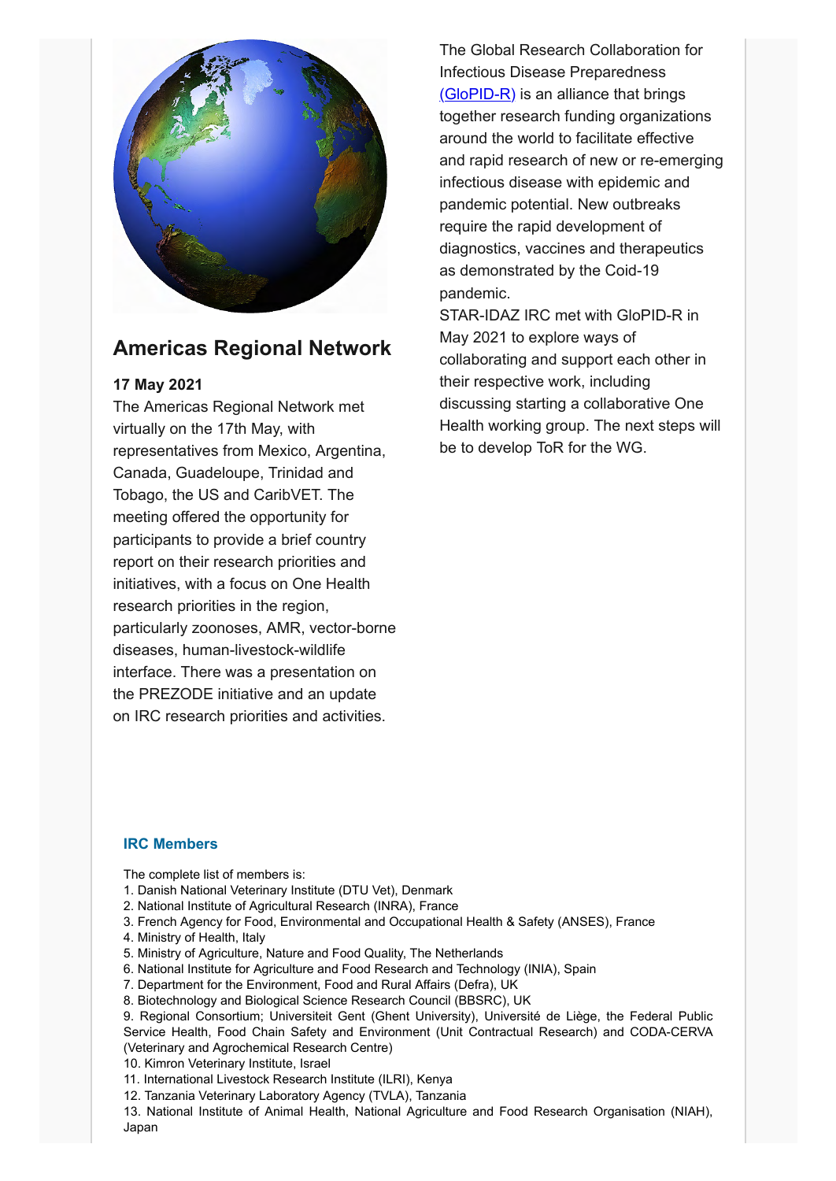## Americas Regional Network

**17 May 2021**

The Americas Regional Network met virtually on the 17th May, with representatives from Mexico, Argentina, Canada, Guadeloupe, Trinidad and Tobago, the US and CaribVET. The meeting offered the opportunity for participants to provide a brief country report on their research priorities and initiatives, with a focus on One Health research priorities in the region, particularly zoonoses, AMR, vector-borne diseases, human-livestock-wildlife interface. There was a presentation on the PREZODE initiative and an update on IRC research priorities and activities.

The Global Research Collaboration for Infectious Disease Preparedness (GloPID-R) is an alliance that brings together research funding organizations around the world to facilitate effective and rapid research of new or re-emerging infectious disease with epidemic and pandemic potential. New outbreaks require the rapid development of diagnostics, vaccines and therapeutics as demonstrated by the Coid-19 pandemic.

STAR-IDAZ IRC met with GloPID-R in May 2021 to explore ways of collaborating and support each other in their respective work, including discussing starting a collaborative One Health working group. The next steps will be to develop ToR for the WG.

### IRC Members

The complete list of members is:

1. Danish National Veterinary Institute (DTU Vet), Denmark
2. National Institute of Agricultural Research (INRA), France
3. French Agency for Food, Environmental and Occupational Health & Safety (ANSES), France
4. Ministry of Health, Italy
5. Ministry of Agriculture, Nature and Food Quality, The Netherlands
6. National Institute for Agriculture and Food Research and Technology (INIA), Spain
7. Department for the Environment, Food and Rural Affairs (Defra), UK
8. Biotechnology and Biological Science Research Council (BBSRC), UK
9. Regional Consortium; Universiteit Gent (Ghent University), Université de Liège, the Federal Public Service Health, Food Chain Safety and Environment (Unit Contractual Research) and CODA-CERVA (Veterinary and Agrochemical Research Centre)
10. Kimron Veterinary Institute, Israel
11. International Livestock Research Institute (ILRI), Kenya
12. Tanzania Veterinary Laboratory Agency (TVLA), Tanzania
13. National Institute of Animal Health, National Agriculture and Food Research Organisation (NIAH), Japan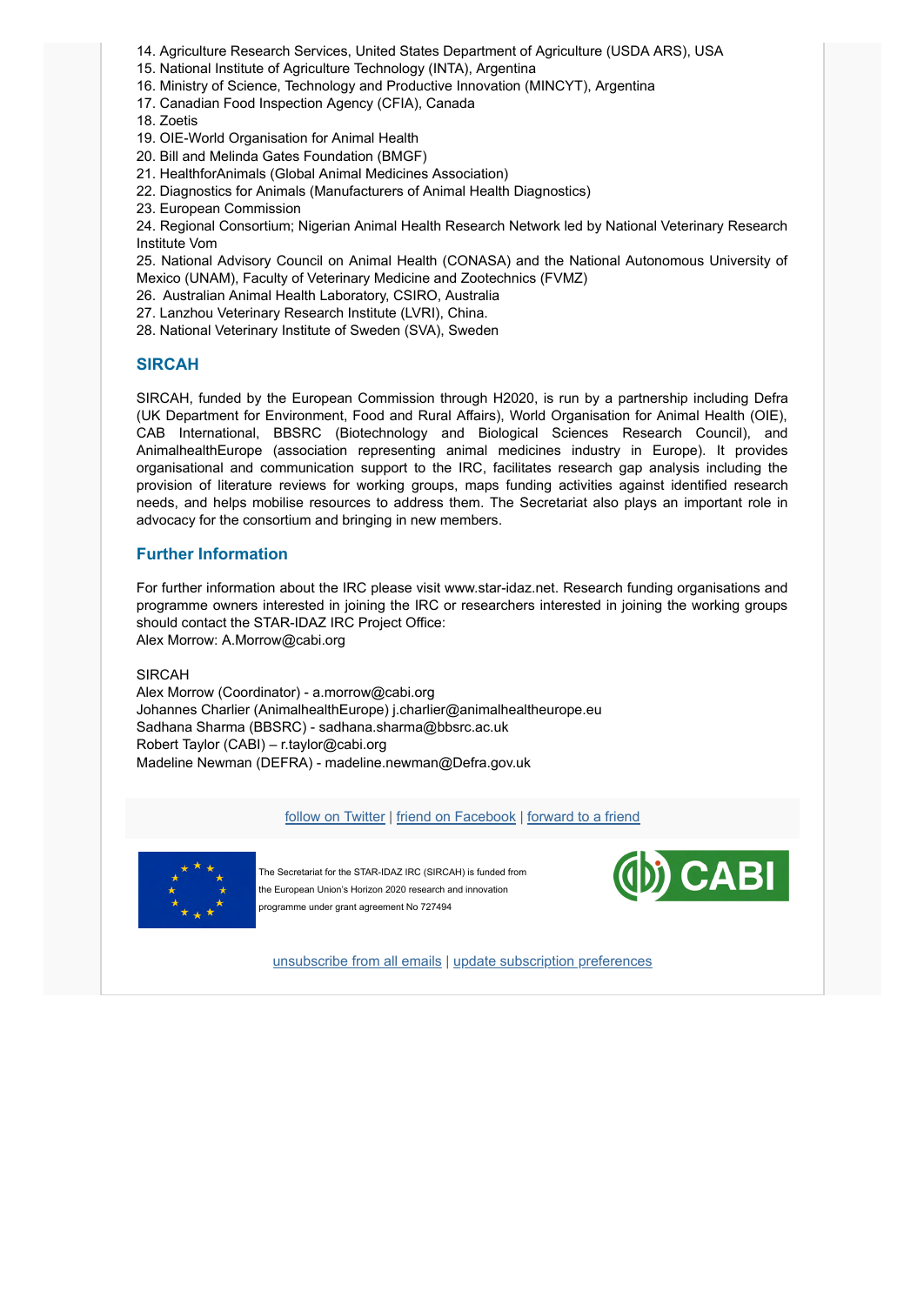14. Agriculture Research Services, United States Department of Agriculture (USDA ARS), USA
15. National Institute of Agriculture Technology (INTA), Argentina
16. Ministry of Science, Technology and Productive Innovation (MINCYT), Argentina
17. Canadian Food Inspection Agency (CFIA), Canada
18. Zoetis
19. OIE-World Organisation for Animal Health
20. Bill and Melinda Gates Foundation (BMGF)
21. HealthforAnimals (Global Animal Medicines Association)
22. Diagnostics for Animals (Manufacturers of Animal Health Diagnostics)
23. European Commission
24. Regional Consortium; Nigerian Animal Health Research Network led by National Veterinary Research Institute Vom
25. National Advisory Council on Animal Health (CONASA) and the National Autonomous University of Mexico (UNAM), Faculty of Veterinary Medicine and Zootechnics (FVMZ)
26. Australian Animal Health Laboratory, CSIRO, Australia
27. Lanzhou Veterinary Research Institute (LVRI), China.
28. National Veterinary Institute of Sweden (SVA), Sweden

## SIRCAH

SIRCAH, funded by the European Commission through H2020, is run by a partnership including Defra (UK Department for Environment, Food and Rural Affairs), World Organisation for Animal Health (OIE), CAB International, BBSRC (Biotechnology and Biological Sciences Research Council), and AnimalhealthEurope (association representing animal medicines industry in Europe). It provides organisational and communication support to the IRC, facilitates research gap analysis including the provision of literature reviews for working groups, maps funding activities against identified research needs, and helps mobilise resources to address them. The Secretariat also plays an important role in advocacy for the consortium and bringing in new members.

## Further Information

For further information about the IRC please visit www.star-idaz.net. Research funding organisations and programme owners interested in joining the IRC or researchers interested in joining the working groups should contact the STAR-IDAZ IRC Project Office:
Alex Morrow: A.Morrow@cabi.org

SIRCAH
Alex Morrow (Coordinator) - a.morrow@cabi.org
Johannes Charlier (AnimalhealthEurope) j.charlier@animalhealtheurope.eu
Sadhana Sharma (BBSRC) - sadhana.sharma@bbsrc.ac.uk
Robert Taylor (CABI) – r.taylor@cabi.org
Madeline Newman (DEFRA) - madeline.newman@Defra.gov.uk

follow on Twitter | friend on Facebook | forward to a friend

The Secretariat for the STAR-IDAZ IRC (SIRCAH) is funded from the European Union's Horizon 2020 research and innovation programme under grant agreement No 727494

CABI

unsubscribe from all emails | update subscription preferences